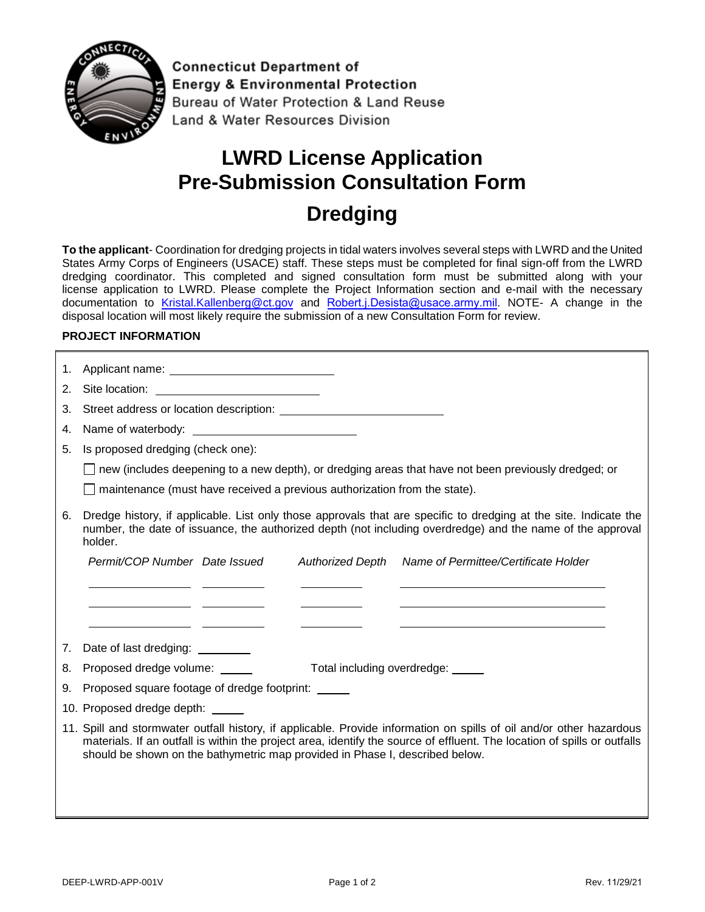Connecticut Department of
Energy & Environmental Protection
Bureau of Water Protection & Land Reuse
Land & Water Resources Division

# LWRD License Application Pre-Submission Consultation Form

# Dredging

**To the applicant**- Coordination for dredging projects in tidal waters involves several steps with LWRD and the United States Army Corps of Engineers (USACE) staff. These steps must be completed for final sign-off from the LWRD dredging coordinator. This completed and signed consultation form must be submitted along with your license application to LWRD. Please complete the Project Information section and e-mail with the necessary documentation to Kristal.Kallenberg@ct.gov and Robert.j.Desista@usace.army.mil. NOTE- A change in the disposal location will most likely require the submission of a new Consultation Form for review.

**PROJECT INFORMATION**

1. Applicant name: ____________________
2. Site location: ____________________
3. Street address or location description: ____________________
4. Name of waterbody: ____________________
5. Is proposed dredging (check one):

   ☐ new (includes deepening to a new depth), or dredging areas that have not been previously dredged; or

   ☐ maintenance (must have received a previous authorization from the state).

6. Dredge history, if applicable. List only those approvals that are specific to dredging at the site. Indicate the number, the date of issuance, the authorized depth (not including overdredge) and the name of the approval holder.

| *Permit/COP Number* | *Date Issued* | *Authorized Depth* | *Name of Permittee/Certificate Holder* |
|---|---|---|---|
| | | | |
| | | | |
| | | | |

7. Date of last dredging: ________
8. Proposed dredge volume: _____ Total including overdredge: _____
9. Proposed square footage of dredge footprint: _____
10. Proposed dredge depth: _____
11. Spill and stormwater outfall history, if applicable. Provide information on spills of oil and/or other hazardous materials. If an outfall is within the project area, identify the source of effluent. The location of spills or outfalls should be shown on the bathymetric map provided in Phase I, described below.

DEEP-LWRD-APP-001V Rev. 11/29/21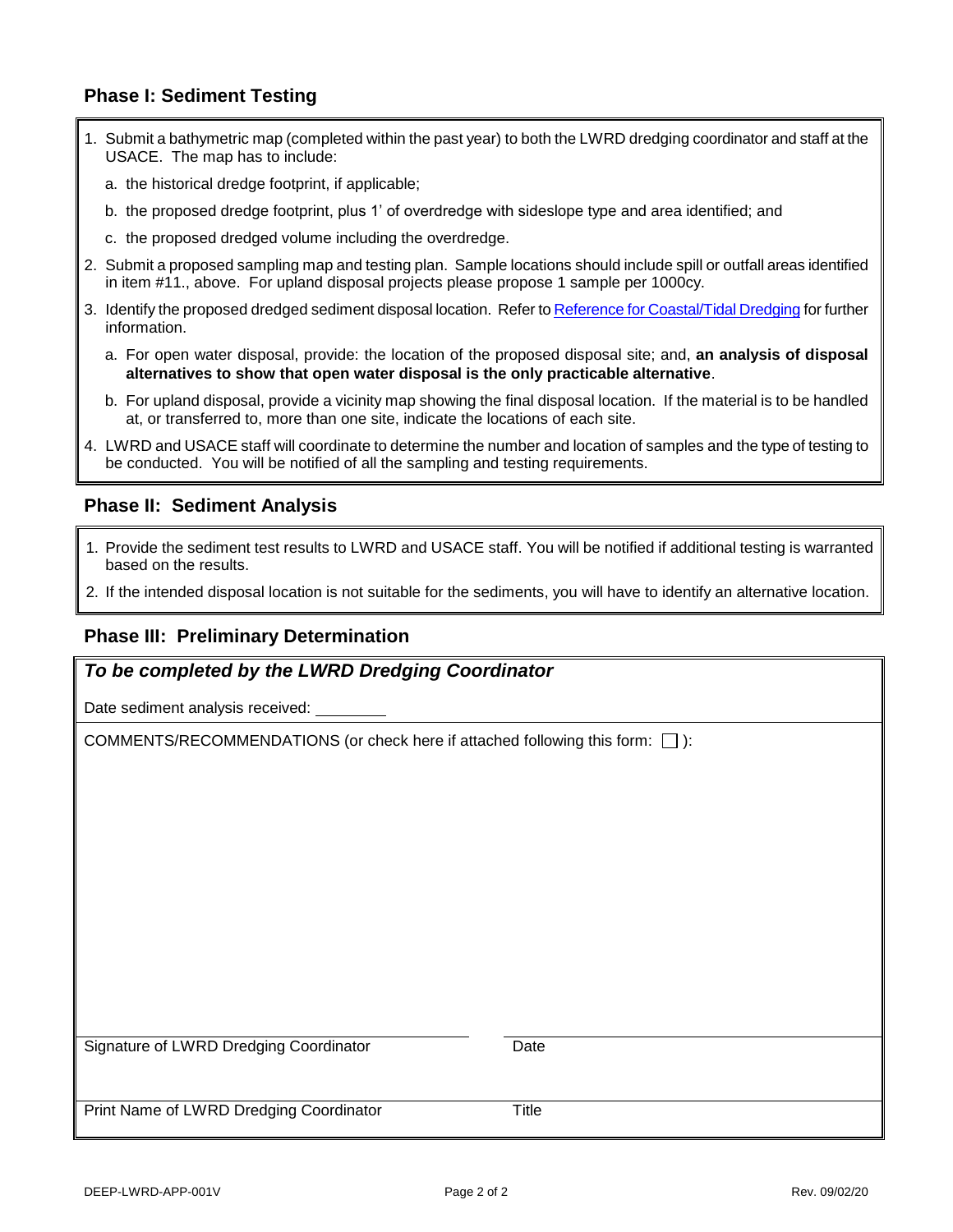## Phase I: Sediment Testing

1. Submit a bathymetric map (completed within the past year) to both the LWRD dredging coordinator and staff at the USACE. The map has to include:
   a. the historical dredge footprint, if applicable;
   b. the proposed dredge footprint, plus 1' of overdredge with sideslope type and area identified; and
   c. the proposed dredged volume including the overdredge.
2. Submit a proposed sampling map and testing plan. Sample locations should include spill or outfall areas identified in item #11., above. For upland disposal projects please propose 1 sample per 1000cy.
3. Identify the proposed dredged sediment disposal location. Refer to [Reference for Coastal/Tidal Dredging] for further information.
   a. For open water disposal, provide: the location of the proposed disposal site; and, **an analysis of disposal alternatives to show that open water disposal is the only practicable alternative**.
   b. For upland disposal, provide a vicinity map showing the final disposal location. If the material is to be handled at, or transferred to, more than one site, indicate the locations of each site.
4. LWRD and USACE staff will coordinate to determine the number and location of samples and the type of testing to be conducted. You will be notified of all the sampling and testing requirements.

## Phase II: Sediment Analysis

1. Provide the sediment test results to LWRD and USACE staff. You will be notified if additional testing is warranted based on the results.
2. If the intended disposal location is not suitable for the sediments, you will have to identify an alternative location.

## Phase III: Preliminary Determination

***To be completed by the LWRD Dredging Coordinator***

Date sediment analysis received: ________

COMMENTS/RECOMMENDATIONS (or check here if attached following this form: ☐ ):

Signature of LWRD Dredging Coordinator

Date

Print Name of LWRD Dredging Coordinator

Title